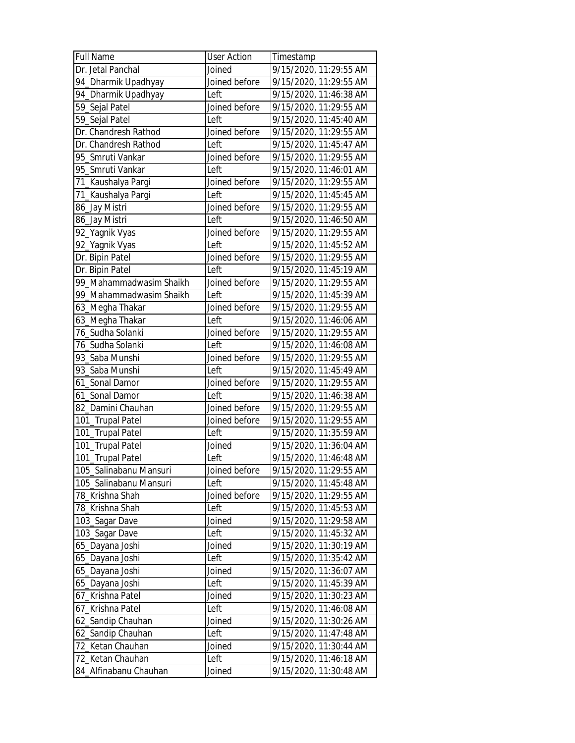| Full Name | User Action | Timestamp |
| --- | --- | --- |
| Dr. Jetal Panchal | Joined | 9/15/2020, 11:29:55 AM |
| 94_Dharmik Upadhyay | Joined before | 9/15/2020, 11:29:55 AM |
| 94_Dharmik Upadhyay | Left | 9/15/2020, 11:46:38 AM |
| 59_Sejal Patel | Joined before | 9/15/2020, 11:29:55 AM |
| 59_Sejal Patel | Left | 9/15/2020, 11:45:40 AM |
| Dr. Chandresh Rathod | Joined before | 9/15/2020, 11:29:55 AM |
| Dr. Chandresh Rathod | Left | 9/15/2020, 11:45:47 AM |
| 95_Smruti Vankar | Joined before | 9/15/2020, 11:29:55 AM |
| 95_Smruti Vankar | Left | 9/15/2020, 11:46:01 AM |
| 71_Kaushalya Pargi | Joined before | 9/15/2020, 11:29:55 AM |
| 71_Kaushalya Pargi | Left | 9/15/2020, 11:45:45 AM |
| 86_Jay Mistri | Joined before | 9/15/2020, 11:29:55 AM |
| 86_Jay Mistri | Left | 9/15/2020, 11:46:50 AM |
| 92_Yagnik Vyas | Joined before | 9/15/2020, 11:29:55 AM |
| 92_Yagnik Vyas | Left | 9/15/2020, 11:45:52 AM |
| Dr. Bipin Patel | Joined before | 9/15/2020, 11:29:55 AM |
| Dr. Bipin Patel | Left | 9/15/2020, 11:45:19 AM |
| 99_Mahammadwasim Shaikh | Joined before | 9/15/2020, 11:29:55 AM |
| 99_Mahammadwasim Shaikh | Left | 9/15/2020, 11:45:39 AM |
| 63_Megha Thakar | Joined before | 9/15/2020, 11:29:55 AM |
| 63_Megha Thakar | Left | 9/15/2020, 11:46:06 AM |
| 76_Sudha Solanki | Joined before | 9/15/2020, 11:29:55 AM |
| 76_Sudha Solanki | Left | 9/15/2020, 11:46:08 AM |
| 93_Saba Munshi | Joined before | 9/15/2020, 11:29:55 AM |
| 93_Saba Munshi | Left | 9/15/2020, 11:45:49 AM |
| 61_Sonal Damor | Joined before | 9/15/2020, 11:29:55 AM |
| 61_Sonal Damor | Left | 9/15/2020, 11:46:38 AM |
| 82_Damini Chauhan | Joined before | 9/15/2020, 11:29:55 AM |
| 101_Trupal Patel | Joined before | 9/15/2020, 11:29:55 AM |
| 101_Trupal Patel | Left | 9/15/2020, 11:35:59 AM |
| 101_Trupal Patel | Joined | 9/15/2020, 11:36:04 AM |
| 101_Trupal Patel | Left | 9/15/2020, 11:46:48 AM |
| 105_Salinabanu Mansuri | Joined before | 9/15/2020, 11:29:55 AM |
| 105_Salinabanu Mansuri | Left | 9/15/2020, 11:45:48 AM |
| 78_Krishna Shah | Joined before | 9/15/2020, 11:29:55 AM |
| 78_Krishna Shah | Left | 9/15/2020, 11:45:53 AM |
| 103_Sagar Dave | Joined | 9/15/2020, 11:29:58 AM |
| 103_Sagar Dave | Left | 9/15/2020, 11:45:32 AM |
| 65_Dayana Joshi | Joined | 9/15/2020, 11:30:19 AM |
| 65_Dayana Joshi | Left | 9/15/2020, 11:35:42 AM |
| 65_Dayana Joshi | Joined | 9/15/2020, 11:36:07 AM |
| 65_Dayana Joshi | Left | 9/15/2020, 11:45:39 AM |
| 67_Krishna Patel | Joined | 9/15/2020, 11:30:23 AM |
| 67_Krishna Patel | Left | 9/15/2020, 11:46:08 AM |
| 62_Sandip Chauhan | Joined | 9/15/2020, 11:30:26 AM |
| 62_Sandip Chauhan | Left | 9/15/2020, 11:47:48 AM |
| 72_Ketan Chauhan | Joined | 9/15/2020, 11:30:44 AM |
| 72_Ketan Chauhan | Left | 9/15/2020, 11:46:18 AM |
| 84_Alfinabanu Chauhan | Joined | 9/15/2020, 11:30:48 AM |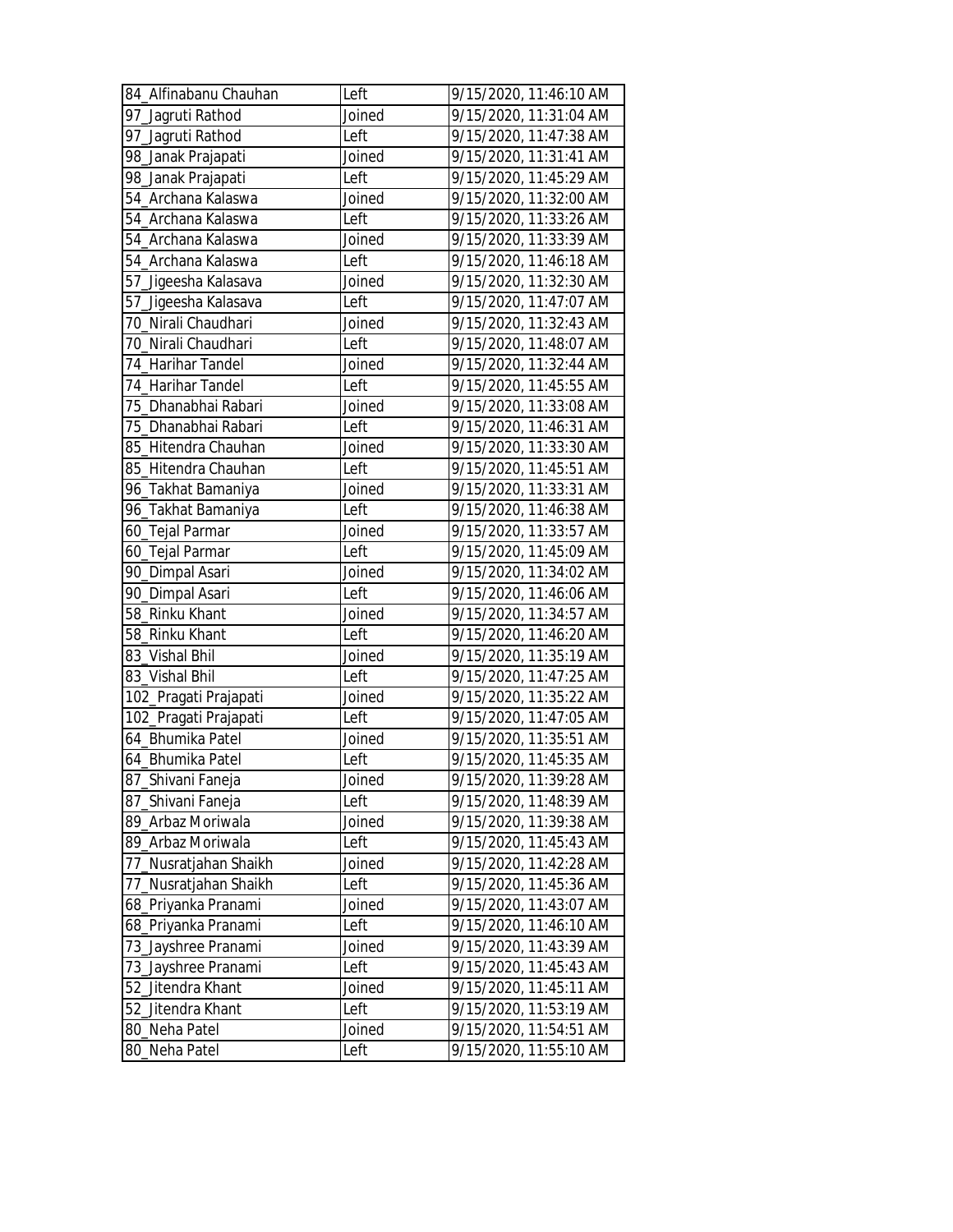| | | |
|---|---|---|
| 84_Alfinabanu Chauhan | Left | 9/15/2020, 11:46:10 AM |
| 97_Jagruti Rathod | Joined | 9/15/2020, 11:31:04 AM |
| 97_Jagruti Rathod | Left | 9/15/2020, 11:47:38 AM |
| 98_Janak Prajapati | Joined | 9/15/2020, 11:31:41 AM |
| 98_Janak Prajapati | Left | 9/15/2020, 11:45:29 AM |
| 54_Archana Kalaswa | Joined | 9/15/2020, 11:32:00 AM |
| 54_Archana Kalaswa | Left | 9/15/2020, 11:33:26 AM |
| 54_Archana Kalaswa | Joined | 9/15/2020, 11:33:39 AM |
| 54_Archana Kalaswa | Left | 9/15/2020, 11:46:18 AM |
| 57_Jigeesha Kalasava | Joined | 9/15/2020, 11:32:30 AM |
| 57_Jigeesha Kalasava | Left | 9/15/2020, 11:47:07 AM |
| 70_Nirali Chaudhari | Joined | 9/15/2020, 11:32:43 AM |
| 70_Nirali Chaudhari | Left | 9/15/2020, 11:48:07 AM |
| 74_Harihar Tandel | Joined | 9/15/2020, 11:32:44 AM |
| 74_Harihar Tandel | Left | 9/15/2020, 11:45:55 AM |
| 75_Dhanabhai Rabari | Joined | 9/15/2020, 11:33:08 AM |
| 75_Dhanabhai Rabari | Left | 9/15/2020, 11:46:31 AM |
| 85_Hitendra Chauhan | Joined | 9/15/2020, 11:33:30 AM |
| 85_Hitendra Chauhan | Left | 9/15/2020, 11:45:51 AM |
| 96_Takhat Bamaniya | Joined | 9/15/2020, 11:33:31 AM |
| 96_Takhat Bamaniya | Left | 9/15/2020, 11:46:38 AM |
| 60_Tejal Parmar | Joined | 9/15/2020, 11:33:57 AM |
| 60_Tejal Parmar | Left | 9/15/2020, 11:45:09 AM |
| 90_Dimpal Asari | Joined | 9/15/2020, 11:34:02 AM |
| 90_Dimpal Asari | Left | 9/15/2020, 11:46:06 AM |
| 58_Rinku Khant | Joined | 9/15/2020, 11:34:57 AM |
| 58_Rinku Khant | Left | 9/15/2020, 11:46:20 AM |
| 83_Vishal Bhil | Joined | 9/15/2020, 11:35:19 AM |
| 83_Vishal Bhil | Left | 9/15/2020, 11:47:25 AM |
| 102_Pragati Prajapati | Joined | 9/15/2020, 11:35:22 AM |
| 102_Pragati Prajapati | Left | 9/15/2020, 11:47:05 AM |
| 64_Bhumika Patel | Joined | 9/15/2020, 11:35:51 AM |
| 64_Bhumika Patel | Left | 9/15/2020, 11:45:35 AM |
| 87_Shivani Faneja | Joined | 9/15/2020, 11:39:28 AM |
| 87_Shivani Faneja | Left | 9/15/2020, 11:48:39 AM |
| 89_Arbaz Moriwala | Joined | 9/15/2020, 11:39:38 AM |
| 89_Arbaz Moriwala | Left | 9/15/2020, 11:45:43 AM |
| 77_Nusratjahan Shaikh | Joined | 9/15/2020, 11:42:28 AM |
| 77_Nusratjahan Shaikh | Left | 9/15/2020, 11:45:36 AM |
| 68_Priyanka Pranami | Joined | 9/15/2020, 11:43:07 AM |
| 68_Priyanka Pranami | Left | 9/15/2020, 11:46:10 AM |
| 73_Jayshree Pranami | Joined | 9/15/2020, 11:43:39 AM |
| 73_Jayshree Pranami | Left | 9/15/2020, 11:45:43 AM |
| 52_Jitendra Khant | Joined | 9/15/2020, 11:45:11 AM |
| 52_Jitendra Khant | Left | 9/15/2020, 11:53:19 AM |
| 80_Neha Patel | Joined | 9/15/2020, 11:54:51 AM |
| 80_Neha Patel | Left | 9/15/2020, 11:55:10 AM |